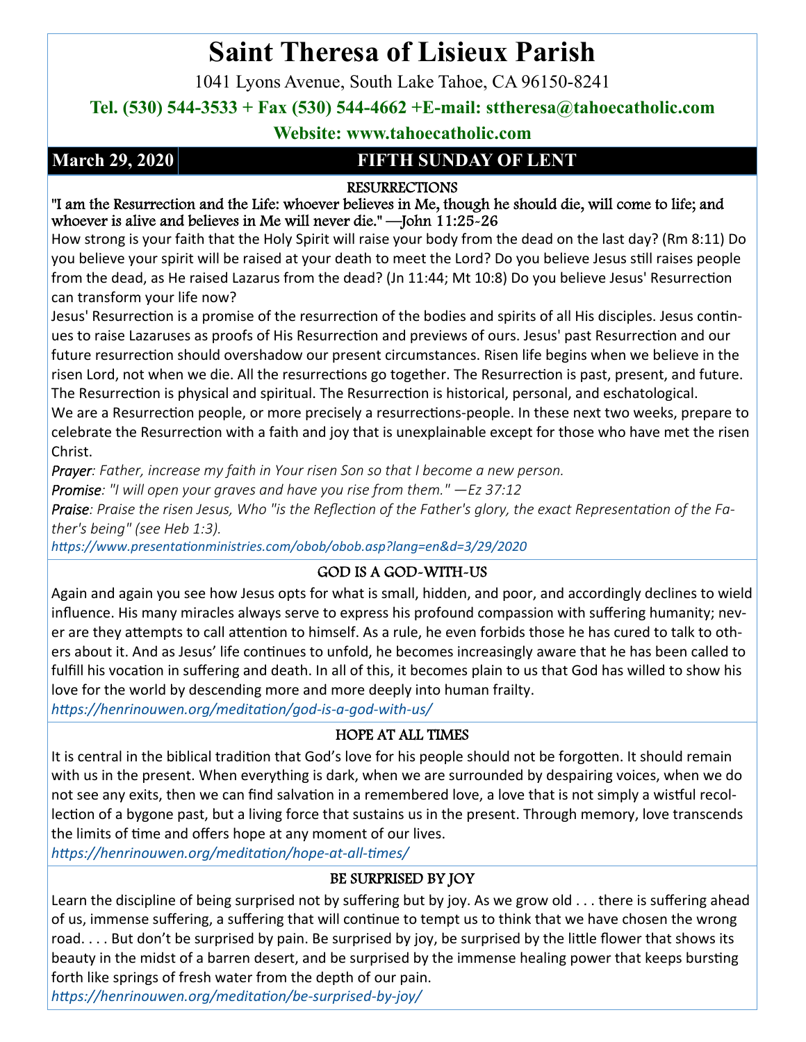# Saint Theresa of Lisieux Parish

1041 Lyons Avenue, South Lake Tahoe, CA 96150-8241

**Tel. (530) 544-3533 + Fax (530) 544-4662 +E-mail: sttheresa@tahoecatholic.com**

**Website: www.tahoecatholic.com**

**March 29, 2020** | **FIFTH SUNDAY OF LENT**

## RESURRECTIONS

"I am the Resurrection and the Life: whoever believes in Me, though he should die, will come to life; and whoever is alive and believes in Me will never die." —John 11:25-26

How strong is your faith that the Holy Spirit will raise your body from the dead on the last day? (Rm 8:11) Do you believe your spirit will be raised at your death to meet the Lord? Do you believe Jesus still raises people from the dead, as He raised Lazarus from the dead? (Jn 11:44; Mt 10:8) Do you believe Jesus' Resurrection can transform your life now?

Jesus' Resurrection is a promise of the resurrection of the bodies and spirits of all His disciples. Jesus continues to raise Lazaruses as proofs of His Resurrection and previews of ours. Jesus' past Resurrection and our future resurrection should overshadow our present circumstances. Risen life begins when we believe in the risen Lord, not when we die. All the resurrections go together. The Resurrection is past, present, and future. The Resurrection is physical and spiritual. The Resurrection is historical, personal, and eschatological.

We are a Resurrection people, or more precisely a resurrections-people. In these next two weeks, prepare to celebrate the Resurrection with a faith and joy that is unexplainable except for those who have met the risen Christ.

*Prayer: Father, increase my faith in Your risen Son so that I become a new person.*

*Promise: "I will open your graves and have you rise from them." —Ez 37:12*

*Praise: Praise the risen Jesus, Who "is the Reflection of the Father's glory, the exact Representation of the Father's being" (see Heb 1:3).*

*https://www.presentationministries.com/obob/obob.asp?lang=en&d=3/29/2020*

## GOD IS A GOD-WITH-US

Again and again you see how Jesus opts for what is small, hidden, and poor, and accordingly declines to wield influence. His many miracles always serve to express his profound compassion with suffering humanity; never are they attempts to call attention to himself. As a rule, he even forbids those he has cured to talk to others about it. And as Jesus' life continues to unfold, he becomes increasingly aware that he has been called to fulfill his vocation in suffering and death. In all of this, it becomes plain to us that God has willed to show his love for the world by descending more and more deeply into human frailty.

*https://henrinouwen.org/meditation/god-is-a-god-with-us/*

## HOPE AT ALL TIMES

It is central in the biblical tradition that God's love for his people should not be forgotten. It should remain with us in the present. When everything is dark, when we are surrounded by despairing voices, when we do not see any exits, then we can find salvation in a remembered love, a love that is not simply a wistful recollection of a bygone past, but a living force that sustains us in the present. Through memory, love transcends the limits of time and offers hope at any moment of our lives.

*https://henrinouwen.org/meditation/hope-at-all-times/*

## BE SURPRISED BY JOY

Learn the discipline of being surprised not by suffering but by joy. As we grow old . . . there is suffering ahead of us, immense suffering, a suffering that will continue to tempt us to think that we have chosen the wrong road. . . . But don't be surprised by pain. Be surprised by joy, be surprised by the little flower that shows its beauty in the midst of a barren desert, and be surprised by the immense healing power that keeps bursting forth like springs of fresh water from the depth of our pain.

*https://henrinouwen.org/meditation/be-surprised-by-joy/*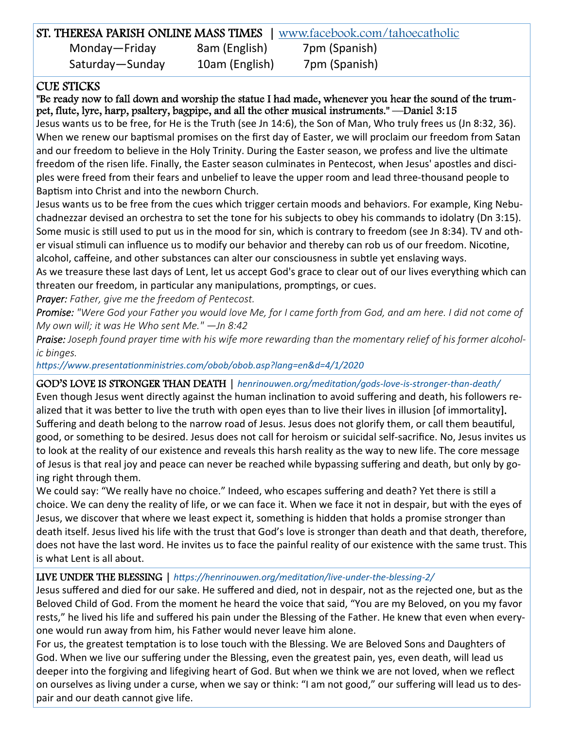## ST. THERESA PARISH ONLINE MASS TIMES | www.facebook.com/tahoecatholic

| | | |
|---|---|---|
| Monday—Friday | 8am (English) | 7pm (Spanish) |
| Saturday—Sunday | 10am (English) | 7pm (Spanish) |

## CUE STICKS

"Be ready now to fall down and worship the statue I had made, whenever you hear the sound of the trumpet, flute, lyre, harp, psaltery, bagpipe, and all the other musical instruments." —Daniel 3:15

Jesus wants us to be free, for He is the Truth (see Jn 14:6), the Son of Man, Who truly frees us (Jn 8:32, 36). When we renew our baptismal promises on the first day of Easter, we will proclaim our freedom from Satan and our freedom to believe in the Holy Trinity. During the Easter season, we profess and live the ultimate freedom of the risen life. Finally, the Easter season culminates in Pentecost, when Jesus' apostles and disciples were freed from their fears and unbelief to leave the upper room and lead three-thousand people to Baptism into Christ and into the newborn Church.

Jesus wants us to be free from the cues which trigger certain moods and behaviors. For example, King Nebuchadnezzar devised an orchestra to set the tone for his subjects to obey his commands to idolatry (Dn 3:15). Some music is still used to put us in the mood for sin, which is contrary to freedom (see Jn 8:34). TV and other visual stimuli can influence us to modify our behavior and thereby can rob us of our freedom. Nicotine, alcohol, caffeine, and other substances can alter our consciousness in subtle yet enslaving ways.

As we treasure these last days of Lent, let us accept God's grace to clear out of our lives everything which can threaten our freedom, in particular any manipulations, promptings, or cues.

*Prayer: Father, give me the freedom of Pentecost.*

*Promise: "Were God your Father you would love Me, for I came forth from God, and am here. I did not come of My own will; it was He Who sent Me." —Jn 8:42*

*Praise: Joseph found prayer time with his wife more rewarding than the momentary relief of his former alcoholic binges.*

*https://www.presentationministries.com/obob/obob.asp?lang=en&d=4/1/2020*

## GOD'S LOVE IS STRONGER THAN DEATH | *henrinouwen.org/meditation/gods-love-is-stronger-than-death/*

Even though Jesus went directly against the human inclination to avoid suffering and death, his followers realized that it was better to live the truth with open eyes than to live their lives in illusion [of immortality]. Suffering and death belong to the narrow road of Jesus. Jesus does not glorify them, or call them beautiful, good, or something to be desired. Jesus does not call for heroism or suicidal self-sacrifice. No, Jesus invites us to look at the reality of our existence and reveals this harsh reality as the way to new life. The core message of Jesus is that real joy and peace can never be reached while bypassing suffering and death, but only by going right through them.

We could say: "We really have no choice." Indeed, who escapes suffering and death? Yet there is still a choice. We can deny the reality of life, or we can face it. When we face it not in despair, but with the eyes of Jesus, we discover that where we least expect it, something is hidden that holds a promise stronger than death itself. Jesus lived his life with the trust that God's love is stronger than death and that death, therefore, does not have the last word. He invites us to face the painful reality of our existence with the same trust. This is what Lent is all about.

## LIVE UNDER THE BLESSING | *https://henrinouwen.org/meditation/live-under-the-blessing-2/*

Jesus suffered and died for our sake. He suffered and died, not in despair, not as the rejected one, but as the Beloved Child of God. From the moment he heard the voice that said, "You are my Beloved, on you my favor rests," he lived his life and suffered his pain under the Blessing of the Father. He knew that even when everyone would run away from him, his Father would never leave him alone.

For us, the greatest temptation is to lose touch with the Blessing. We are Beloved Sons and Daughters of God. When we live our suffering under the Blessing, even the greatest pain, yes, even death, will lead us deeper into the forgiving and lifegiving heart of God. But when we think we are not loved, when we reflect on ourselves as living under a curse, when we say or think: "I am not good," our suffering will lead us to despair and our death cannot give life.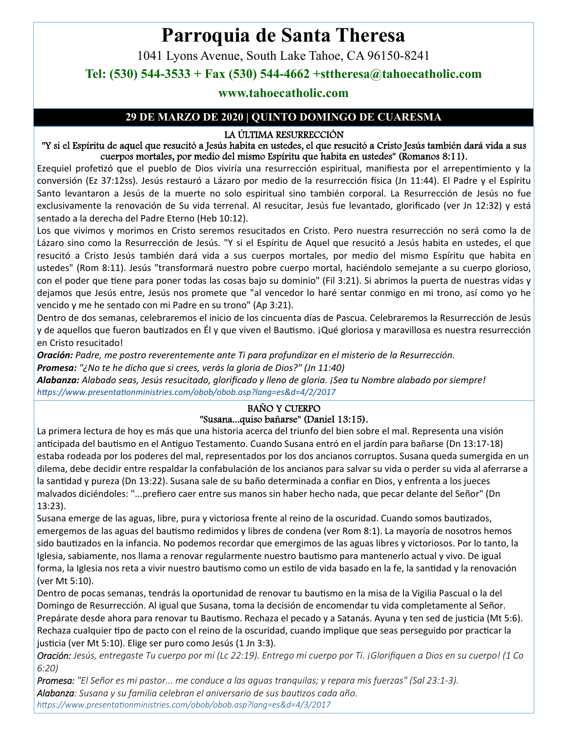# Parroquia de Santa Theresa

1041 Lyons Avenue, South Lake Tahoe, CA 96150-8241

**Tel: (530) 544-3533 + Fax (530) 544-4662 +sttheresa@tahoecatholic.com**

**www.tahoecatholic.com**

## 29 DE MARZO DE 2020 | QUINTO DOMINGO DE CUARESMA

### LA ÚLTIMA RESURRECCIÓN

"Y si el Espíritu de aquel que resucitó a Jesús habita en ustedes, el que resucitó a Cristo Jesús también dará vida a sus cuerpos mortales, por medio del mismo Espíritu que habita en ustedes" (Romanos 8:11).

Ezequiel profetizó que el pueblo de Dios viviría una resurrección espiritual, manifiesta por el arrepentimiento y la conversión (Ez 37:12ss). Jesús restauró a Lázaro por medio de la resurrección física (Jn 11:44). El Padre y el Espíritu Santo levantaron a Jesús de la muerte no solo espiritual sino también corporal. La Resurrección de Jesús no fue exclusivamente la renovación de Su vida terrenal. Al resucitar, Jesús fue levantado, glorificado (ver Jn 12:32) y está sentado a la derecha del Padre Eterno (Heb 10:12).

Los que vivimos y morimos en Cristo seremos resucitados en Cristo. Pero nuestra resurrección no será como la de Lázaro sino como la Resurrección de Jesús. "Y si el Espíritu de Aquel que resucitó a Jesús habita en ustedes, el que resucitó a Cristo Jesús también dará vida a sus cuerpos mortales, por medio del mismo Espíritu que habita en ustedes" (Rom 8:11). Jesús "transformará nuestro pobre cuerpo mortal, haciéndolo semejante a su cuerpo glorioso, con el poder que tiene para poner todas las cosas bajo su dominio" (Fil 3:21). Si abrimos la puerta de nuestras vidas y dejamos que Jesús entre, Jesús nos promete que "al vencedor lo haré sentar conmigo en mi trono, así como yo he vencido y me he sentado con mi Padre en su trono" (Ap 3:21).

Dentro de dos semanas, celebraremos el inicio de los cincuenta días de Pascua. Celebraremos la Resurrección de Jesús y de aquellos que fueron bautizados en Él y que viven el Bautismo. ¡Qué gloriosa y maravillosa es nuestra resurrección en Cristo resucitado!

***Oración:*** *Padre, me postro reverentemente ante Ti para profundizar en el misterio de la Resurrección.*

***Promesa:*** *"¿No te he dicho que si crees, verás la gloria de Dios?" (Jn 11:40)*

***Alabanza:*** *Alabado seas, Jesús resucitado, glorificado y lleno de gloria. ¡Sea tu Nombre alabado por siempre!*

*https://www.presentationministries.com/obob/obob.asp?lang=es&d=4/2/2017*

### BAÑO Y CUERPO

"Susana...quiso bañarse" (Daniel 13:15).

La primera lectura de hoy es más que una historia acerca del triunfo del bien sobre el mal. Representa una visión anticipada del bautismo en el Antiguo Testamento. Cuando Susana entró en el jardín para bañarse (Dn 13:17-18) estaba rodeada por los poderes del mal, representados por los dos ancianos corruptos. Susana queda sumergida en un dilema, debe decidir entre respaldar la confabulación de los ancianos para salvar su vida o perder su vida al aferrarse a la santidad y pureza (Dn 13:22). Susana sale de su baño determinada a confiar en Dios, y enfrenta a los jueces malvados diciéndoles: "...prefiero caer entre sus manos sin haber hecho nada, que pecar delante del Señor" (Dn 13:23).

Susana emerge de las aguas, libre, pura y victoriosa frente al reino de la oscuridad. Cuando somos bautizados, emergemos de las aguas del bautismo redimidos y libres de condena (ver Rom 8:1). La mayoría de nosotros hemos sido bautizados en la infancia. No podemos recordar que emergimos de las aguas libres y victoriosos. Por lo tanto, la Iglesia, sabiamente, nos llama a renovar regularmente nuestro bautismo para mantenerlo actual y vivo. De igual forma, la Iglesia nos reta a vivir nuestro bautismo como un estilo de vida basado en la fe, la santidad y la renovación (ver Mt 5:10).

Dentro de pocas semanas, tendrás la oportunidad de renovar tu bautismo en la misa de la Vigilia Pascual o la del Domingo de Resurrección. Al igual que Susana, toma la decisión de encomendar tu vida completamente al Señor. Prepárate desde ahora para renovar tu Bautismo. Rechaza el pecado y a Satanás. Ayuna y ten sed de justicia (Mt 5:6). Rechaza cualquier tipo de pacto con el reino de la oscuridad, cuando implique que seas perseguido por practicar la justicia (ver Mt 5:10). Elige ser puro como Jesús (1 Jn 3:3).

***Oración:*** *Jesús, entregaste Tu cuerpo por mí (Lc 22:19). Entrego mi cuerpo por Ti. ¡Glorifiquen a Dios en su cuerpo! (1 Co 6:20)*

***Promesa:*** *"El Señor es mi pastor... me conduce a las aguas tranquilas; y repara mis fuerzas" (Sal 23:1-3).*

***Alabanza****: Susana y su familia celebran el aniversario de sus bautizos cada año.*

*https://www.presentationministries.com/obob/obob.asp?lang=es&d=4/3/2017*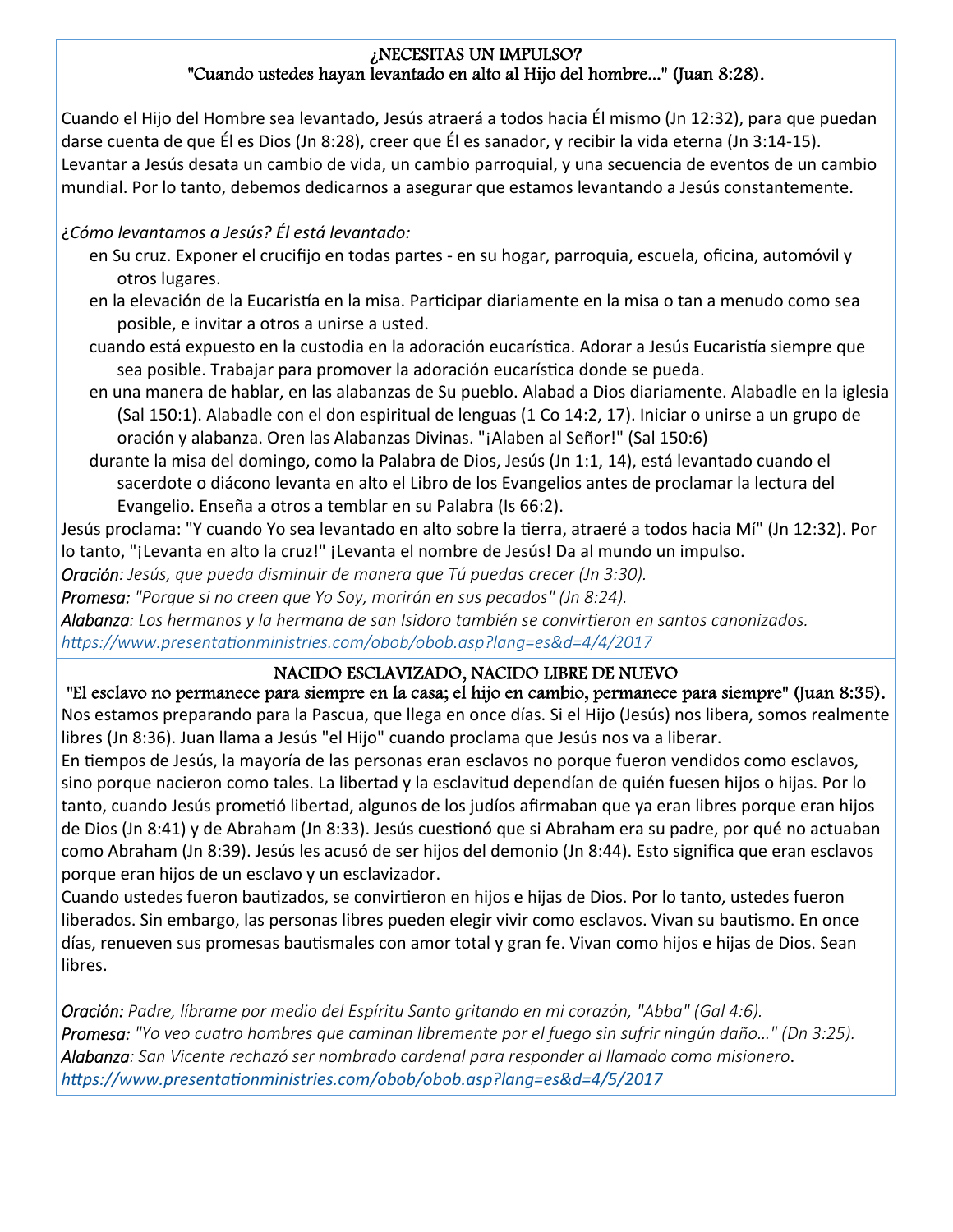## ¿NECESITAS UN IMPULSO?

"Cuando ustedes hayan levantado en alto al Hijo del hombre..." (Juan 8:28).

Cuando el Hijo del Hombre sea levantado, Jesús atraerá a todos hacia Él mismo (Jn 12:32), para que puedan darse cuenta de que Él es Dios (Jn 8:28), creer que Él es sanador, y recibir la vida eterna (Jn 3:14-15). Levantar a Jesús desata un cambio de vida, un cambio parroquial, y una secuencia de eventos de un cambio mundial. Por lo tanto, debemos dedicarnos a asegurar que estamos levantando a Jesús constantemente.

*¿Cómo levantamos a Jesús? Él está levantado:*

- en Su cruz. Exponer el crucifijo en todas partes - en su hogar, parroquia, escuela, oficina, automóvil y otros lugares.
- en la elevación de la Eucaristía en la misa. Participar diariamente en la misa o tan a menudo como sea posible, e invitar a otros a unirse a usted.
- cuando está expuesto en la custodia en la adoración eucarística. Adorar a Jesús Eucaristía siempre que sea posible. Trabajar para promover la adoración eucarística donde se pueda.
- en una manera de hablar, en las alabanzas de Su pueblo. Alabad a Dios diariamente. Alabadle en la iglesia (Sal 150:1). Alabadle con el don espiritual de lenguas (1 Co 14:2, 17). Iniciar o unirse a un grupo de oración y alabanza. Oren las Alabanzas Divinas. "¡Alaben al Señor!" (Sal 150:6)
- durante la misa del domingo, como la Palabra de Dios, Jesús (Jn 1:1, 14), está levantado cuando el sacerdote o diácono levanta en alto el Libro de los Evangelios antes de proclamar la lectura del Evangelio. Enseña a otros a temblar en su Palabra (Is 66:2).

Jesús proclama: "Y cuando Yo sea levantado en alto sobre la tierra, atraeré a todos hacia Mí" (Jn 12:32). Por lo tanto, "¡Levanta en alto la cruz!" ¡Levanta el nombre de Jesús! Da al mundo un impulso.

***Oración****: Jesús, que pueda disminuir de manera que Tú puedas crecer (Jn 3:30).*

***Promesa:*** *"Porque si no creen que Yo Soy, morirán en sus pecados" (Jn 8:24).*

***Alabanza****: Los hermanos y la hermana de san Isidoro también se convirtieron en santos canonizados.*

*https://www.presentationministries.com/obob/obob.asp?lang=es&d=4/4/2017*

## NACIDO ESCLAVIZADO, NACIDO LIBRE DE NUEVO

"El esclavo no permanece para siempre en la casa; el hijo en cambio, permanece para siempre" (Juan 8:35).

Nos estamos preparando para la Pascua, que llega en once días. Si el Hijo (Jesús) nos libera, somos realmente libres (Jn 8:36). Juan llama a Jesús "el Hijo" cuando proclama que Jesús nos va a liberar.

En tiempos de Jesús, la mayoría de las personas eran esclavos no porque fueron vendidos como esclavos, sino porque nacieron como tales. La libertad y la esclavitud dependían de quién fuesen hijos o hijas. Por lo tanto, cuando Jesús prometió libertad, algunos de los judíos afirmaban que ya eran libres porque eran hijos de Dios (Jn 8:41) y de Abraham (Jn 8:33). Jesús cuestionó que si Abraham era su padre, por qué no actuaban como Abraham (Jn 8:39). Jesús les acusó de ser hijos del demonio (Jn 8:44). Esto significa que eran esclavos porque eran hijos de un esclavo y un esclavizador.

Cuando ustedes fueron bautizados, se convirtieron en hijos e hijas de Dios. Por lo tanto, ustedes fueron liberados. Sin embargo, las personas libres pueden elegir vivir como esclavos. Vivan su bautismo. En once días, renueven sus promesas bautismales con amor total y gran fe. Vivan como hijos e hijas de Dios. Sean libres.

***Oración:*** *Padre, líbrame por medio del Espíritu Santo gritando en mi corazón, "Abba" (Gal 4:6).*

***Promesa:*** *"Yo veo cuatro hombres que caminan libremente por el fuego sin sufrir ningún daño…" (Dn 3:25).*

***Alabanza****: San Vicente rechazó ser nombrado cardenal para responder al llamado como misionero*.

*https://www.presentationministries.com/obob/obob.asp?lang=es&d=4/5/2017*